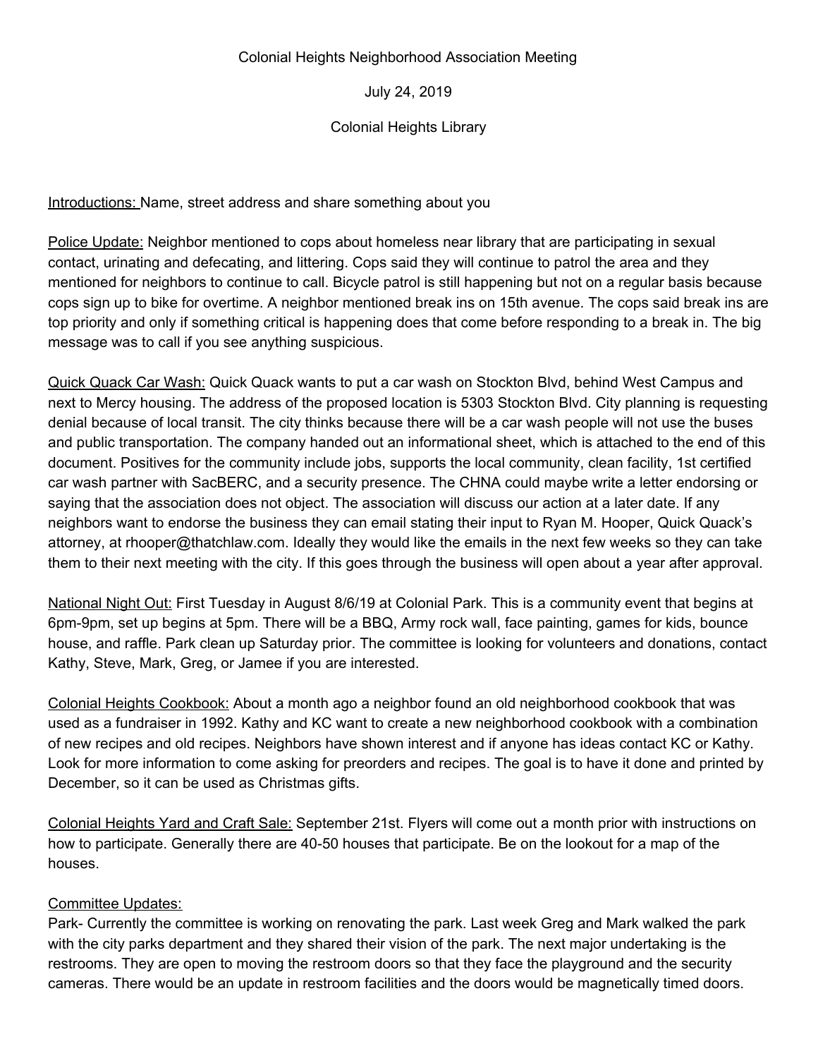Colonial Heights Neighborhood Association Meeting

July 24, 2019

Colonial Heights Library

<u>Introductions:</u> Name, street address and share something about you

<u>Police Update:</u> Neighbor mentioned to cops about homeless near library that are participating in sexual contact, urinating and defecating, and littering. Cops said they will continue to patrol the area and they mentioned for neighbors to continue to call. Bicycle patrol is still happening but not on a regular basis because cops sign up to bike for overtime. A neighbor mentioned break ins on 15th avenue. The cops said break ins are top priority and only if something critical is happening does that come before responding to a break in. The big message was to call if you see anything suspicious.

<u>Quick Quack Car Wash:</u> Quick Quack wants to put a car wash on Stockton Blvd, behind West Campus and next to Mercy housing. The address of the proposed location is 5303 Stockton Blvd. City planning is requesting denial because of local transit. The city thinks because there will be a car wash people will not use the buses and public transportation. The company handed out an informational sheet, which is attached to the end of this document. Positives for the community include jobs, supports the local community, clean facility, 1st certified car wash partner with SacBERC, and a security presence. The CHNA could maybe write a letter endorsing or saying that the association does not object. The association will discuss our action at a later date. If any neighbors want to endorse the business they can email stating their input to Ryan M. Hooper, Quick Quack's attorney, at rhooper@thatchlaw.com. Ideally they would like the emails in the next few weeks so they can take them to their next meeting with the city. If this goes through the business will open about a year after approval.

<u>National Night Out:</u> First Tuesday in August 8/6/19 at Colonial Park. This is a community event that begins at 6pm-9pm, set up begins at 5pm. There will be a BBQ, Army rock wall, face painting, games for kids, bounce house, and raffle. Park clean up Saturday prior. The committee is looking for volunteers and donations, contact Kathy, Steve, Mark, Greg, or Jamee if you are interested.

<u>Colonial Heights Cookbook:</u> About a month ago a neighbor found an old neighborhood cookbook that was used as a fundraiser in 1992. Kathy and KC want to create a new neighborhood cookbook with a combination of new recipes and old recipes. Neighbors have shown interest and if anyone has ideas contact KC or Kathy. Look for more information to come asking for preorders and recipes. The goal is to have it done and printed by December, so it can be used as Christmas gifts.

<u>Colonial Heights Yard and Craft Sale:</u> September 21st. Flyers will come out a month prior with instructions on how to participate. Generally there are 40-50 houses that participate. Be on the lookout for a map of the houses.

<u>Committee Updates:</u>

Park- Currently the committee is working on renovating the park. Last week Greg and Mark walked the park with the city parks department and they shared their vision of the park. The next major undertaking is the restrooms. They are open to moving the restroom doors so that they face the playground and the security cameras. There would be an update in restroom facilities and the doors would be magnetically timed doors.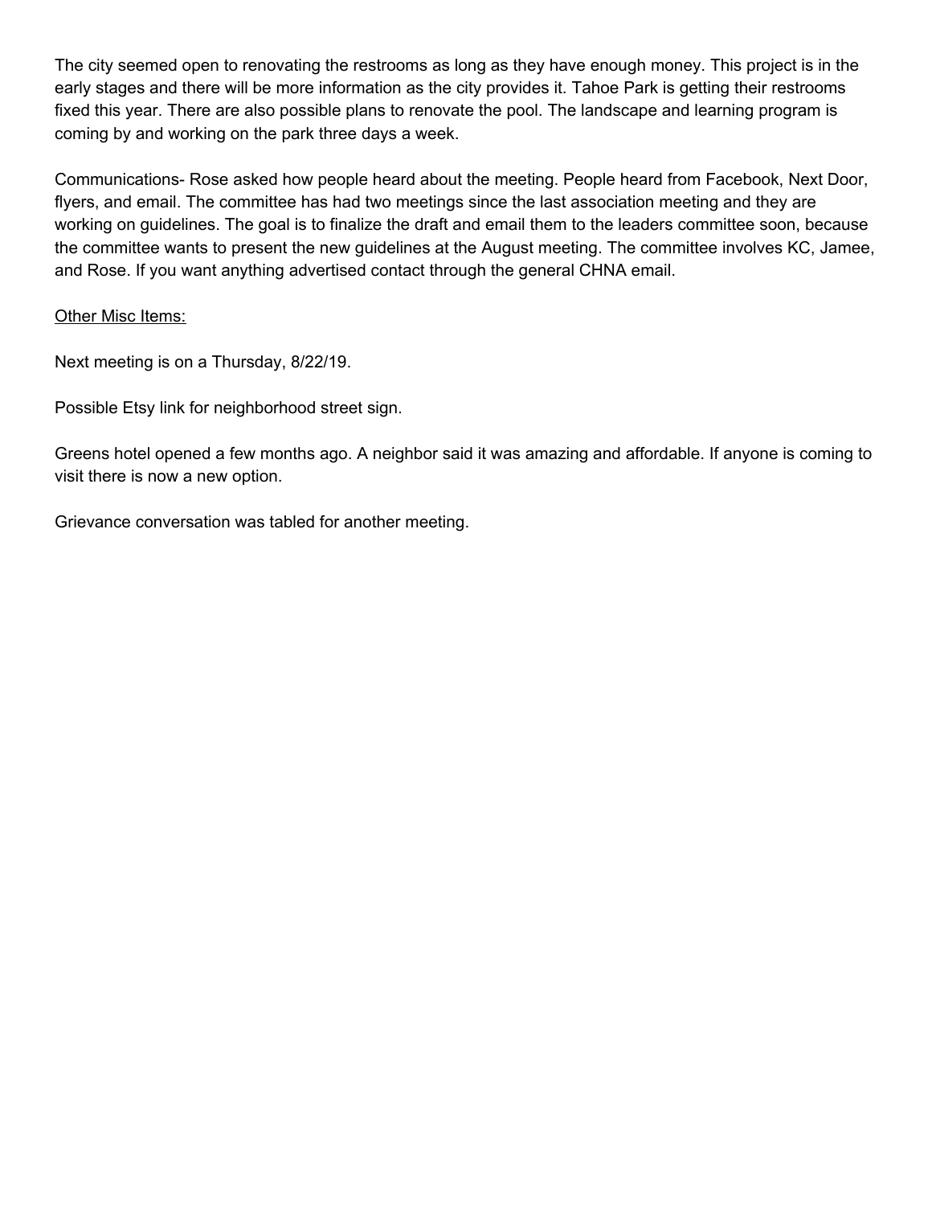The city seemed open to renovating the restrooms as long as they have enough money. This project is in the early stages and there will be more information as the city provides it. Tahoe Park is getting their restrooms fixed this year. There are also possible plans to renovate the pool. The landscape and learning program is coming by and working on the park three days a week.

Communications- Rose asked how people heard about the meeting. People heard from Facebook, Next Door, flyers, and email. The committee has had two meetings since the last association meeting and they are working on guidelines. The goal is to finalize the draft and email them to the leaders committee soon, because the committee wants to present the new guidelines at the August meeting. The committee involves KC, Jamee, and Rose. If you want anything advertised contact through the general CHNA email.

<u>Other Misc Items:</u>

Next meeting is on a Thursday, 8/22/19.

Possible Etsy link for neighborhood street sign.

Greens hotel opened a few months ago. A neighbor said it was amazing and affordable. If anyone is coming to visit there is now a new option.

Grievance conversation was tabled for another meeting.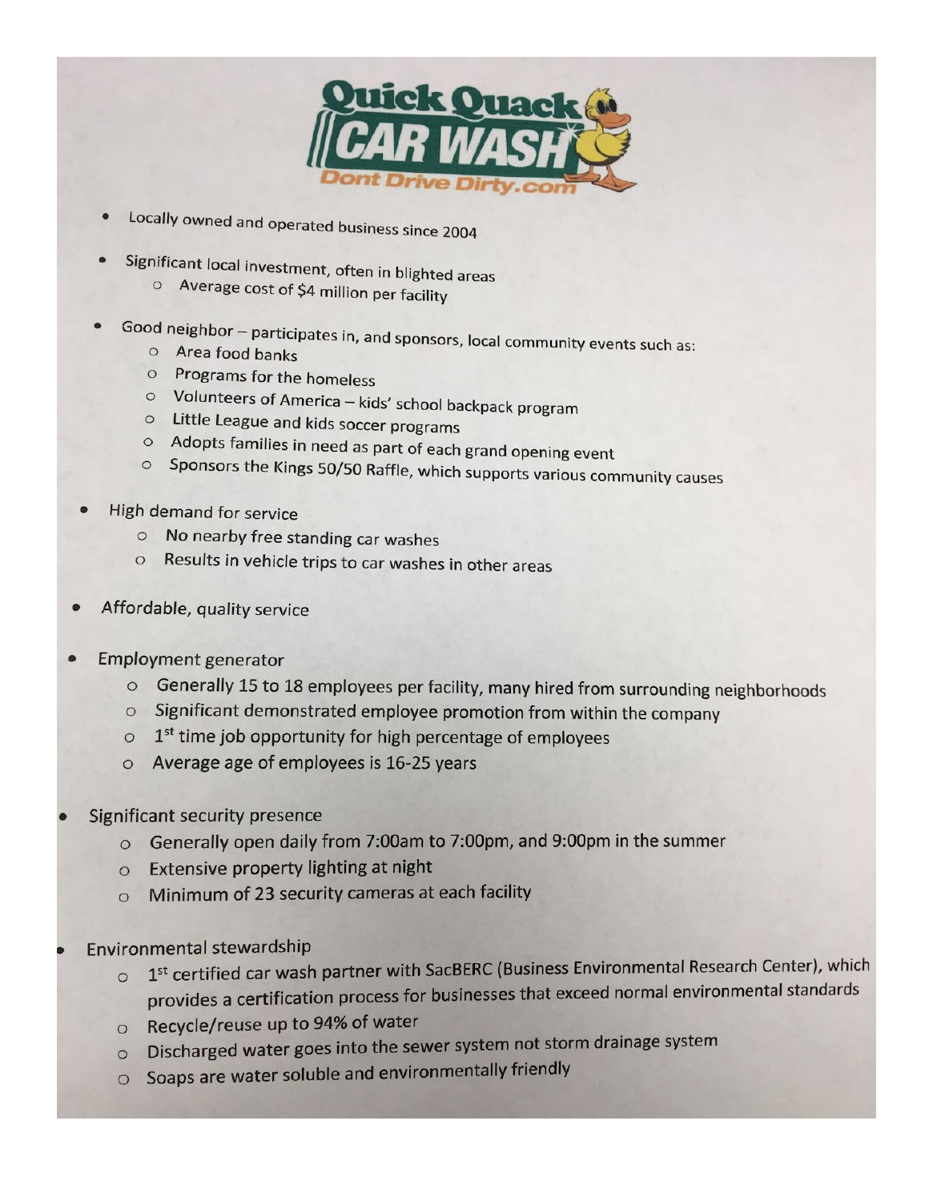Quick Quack CAR WASH

Dont Drive Dirty.com

- Locally owned and operated business since 2004
- Significant local investment, often in blighted areas
    - Average cost of $4 million per facility
- Good neighbor – participates in, and sponsors, local community events such as:
    - Area food banks
    - Programs for the homeless
    - Volunteers of America – kids' school backpack program
    - Little League and kids soccer programs
    - Adopts families in need as part of each grand opening event
    - Sponsors the Kings 50/50 Raffle, which supports various community causes
- High demand for service
    - No nearby free standing car washes
    - Results in vehicle trips to car washes in other areas
- Affordable, quality service
- Employment generator
    - Generally 15 to 18 employees per facility, many hired from surrounding neighborhoods
    - Significant demonstrated employee promotion from within the company
    - 1st time job opportunity for high percentage of employees
    - Average age of employees is 16-25 years
- Significant security presence
    - Generally open daily from 7:00am to 7:00pm, and 9:00pm in the summer
    - Extensive property lighting at night
    - Minimum of 23 security cameras at each facility
- Environmental stewardship
    - 1st certified car wash partner with SacBERC (Business Environmental Research Center), which provides a certification process for businesses that exceed normal environmental standards
    - Recycle/reuse up to 94% of water
    - Discharged water goes into the sewer system not storm drainage system
    - Soaps are water soluble and environmentally friendly